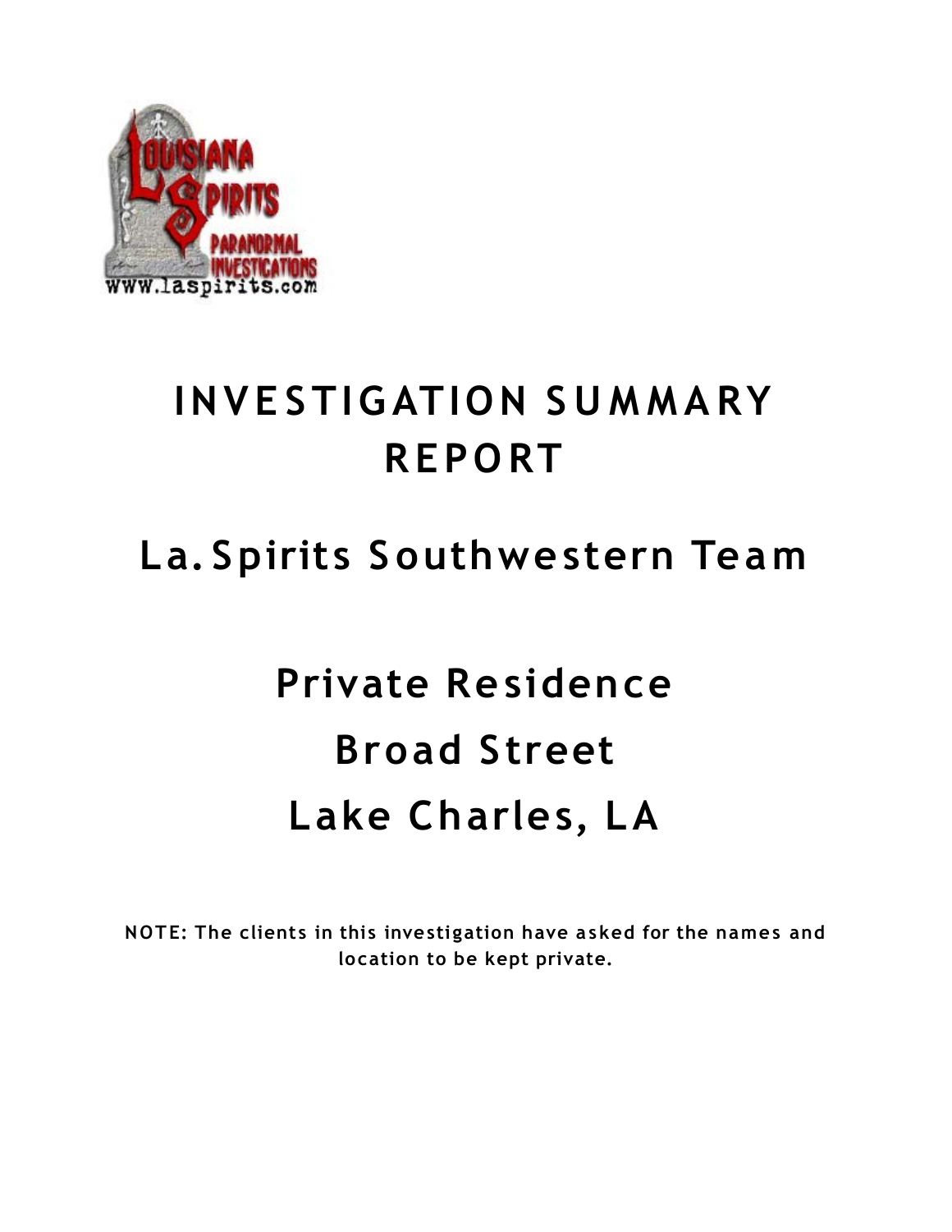# INVESTIGATION SUMMARY REPORT

## La. Spirits Southwestern Team

## Private Residence

## Broad Street

## Lake Charles, LA

**NOTE: The clients in this investigation have asked for the names and location to be kept private.**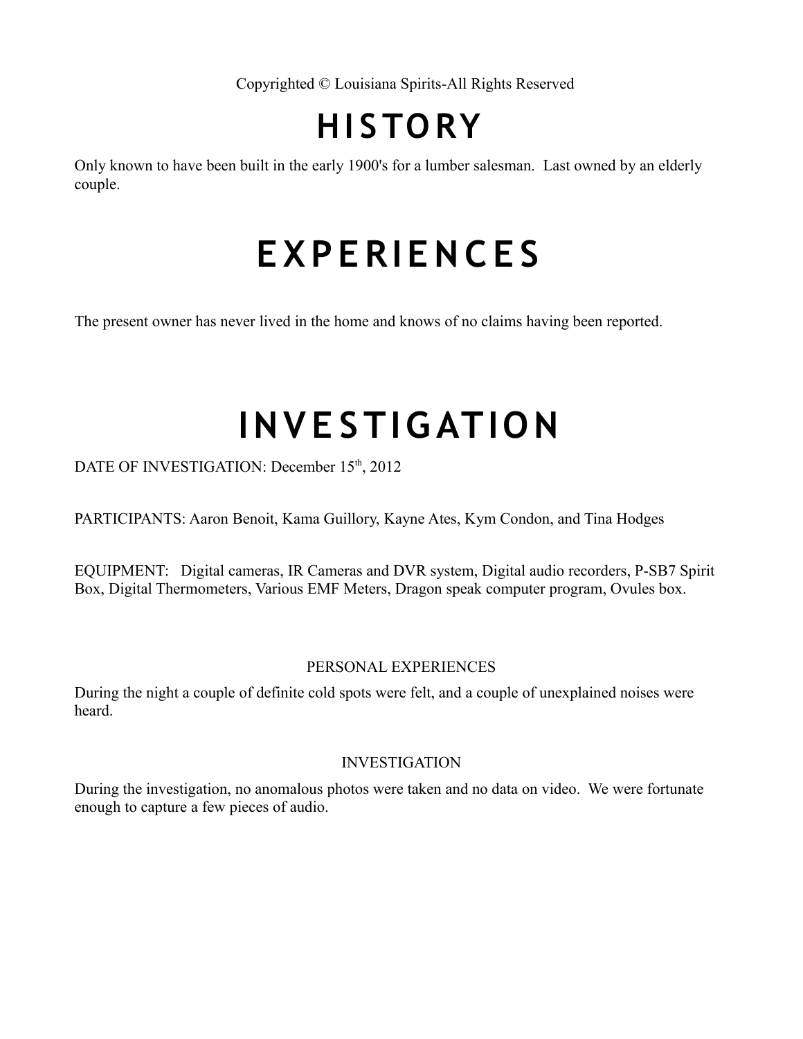Copyrighted © Louisiana Spirits-All Rights Reserved

# HISTORY

Only known to have been built in the early 1900's for a lumber salesman. Last owned by an elderly couple.

# EXPERIENCES

The present owner has never lived in the home and knows of no claims having been reported.

# INVESTIGATION

DATE OF INVESTIGATION: December 15th, 2012

PARTICIPANTS: Aaron Benoit, Kama Guillory, Kayne Ates, Kym Condon, and Tina Hodges

EQUIPMENT: Digital cameras, IR Cameras and DVR system, Digital audio recorders, P-SB7 Spirit Box, Digital Thermometers, Various EMF Meters, Dragon speak computer program, Ovules box.

## PERSONAL EXPERIENCES

During the night a couple of definite cold spots were felt, and a couple of unexplained noises were heard.

## INVESTIGATION

During the investigation, no anomalous photos were taken and no data on video. We were fortunate enough to capture a few pieces of audio.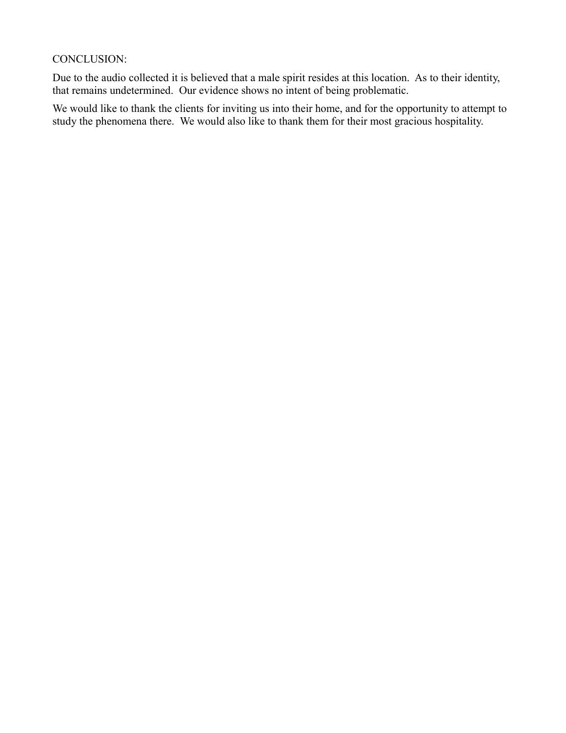## CONCLUSION:

Due to the audio collected it is believed that a male spirit resides at this location. As to their identity, that remains undetermined. Our evidence shows no intent of being problematic.

We would like to thank the clients for inviting us into their home, and for the opportunity to attempt to study the phenomena there. We would also like to thank them for their most gracious hospitality.